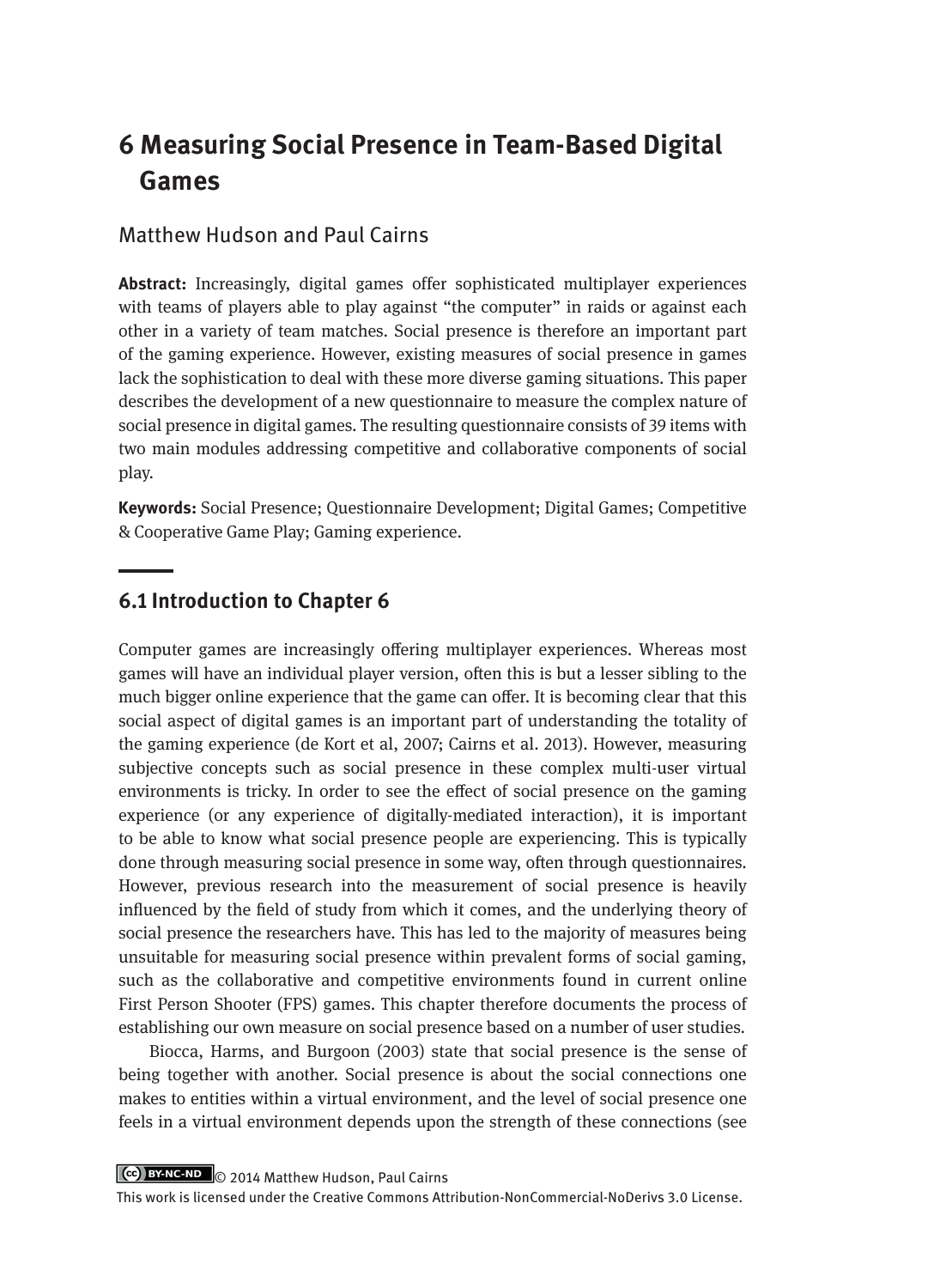# 6 Measuring Social Presence in Team-Based Digital Games

Matthew Hudson and Paul Cairns

**Abstract:** Increasingly, digital games offer sophisticated multiplayer experiences with teams of players able to play against "the computer" in raids or against each other in a variety of team matches. Social presence is therefore an important part of the gaming experience. However, existing measures of social presence in games lack the sophistication to deal with these more diverse gaming situations. This paper describes the development of a new questionnaire to measure the complex nature of social presence in digital games. The resulting questionnaire consists of 39 items with two main modules addressing competitive and collaborative components of social play.

**Keywords:** Social Presence; Questionnaire Development; Digital Games; Competitive & Cooperative Game Play; Gaming experience.

## 6.1 Introduction to Chapter 6

Computer games are increasingly offering multiplayer experiences. Whereas most games will have an individual player version, often this is but a lesser sibling to the much bigger online experience that the game can offer. It is becoming clear that this social aspect of digital games is an important part of understanding the totality of the gaming experience (de Kort et al, 2007; Cairns et al. 2013). However, measuring subjective concepts such as social presence in these complex multi-user virtual environments is tricky. In order to see the effect of social presence on the gaming experience (or any experience of digitally-mediated interaction), it is important to be able to know what social presence people are experiencing. This is typically done through measuring social presence in some way, often through questionnaires. However, previous research into the measurement of social presence is heavily influenced by the field of study from which it comes, and the underlying theory of social presence the researchers have. This has led to the majority of measures being unsuitable for measuring social presence within prevalent forms of social gaming, such as the collaborative and competitive environments found in current online First Person Shooter (FPS) games. This chapter therefore documents the process of establishing our own measure on social presence based on a number of user studies.

Biocca, Harms, and Burgoon (2003) state that social presence is the sense of being together with another. Social presence is about the social connections one makes to entities within a virtual environment, and the level of social presence one feels in a virtual environment depends upon the strength of these connections (see

© 2014 Matthew Hudson, Paul Cairns
This work is licensed under the Creative Commons Attribution-NonCommercial-NoDerivs 3.0 License.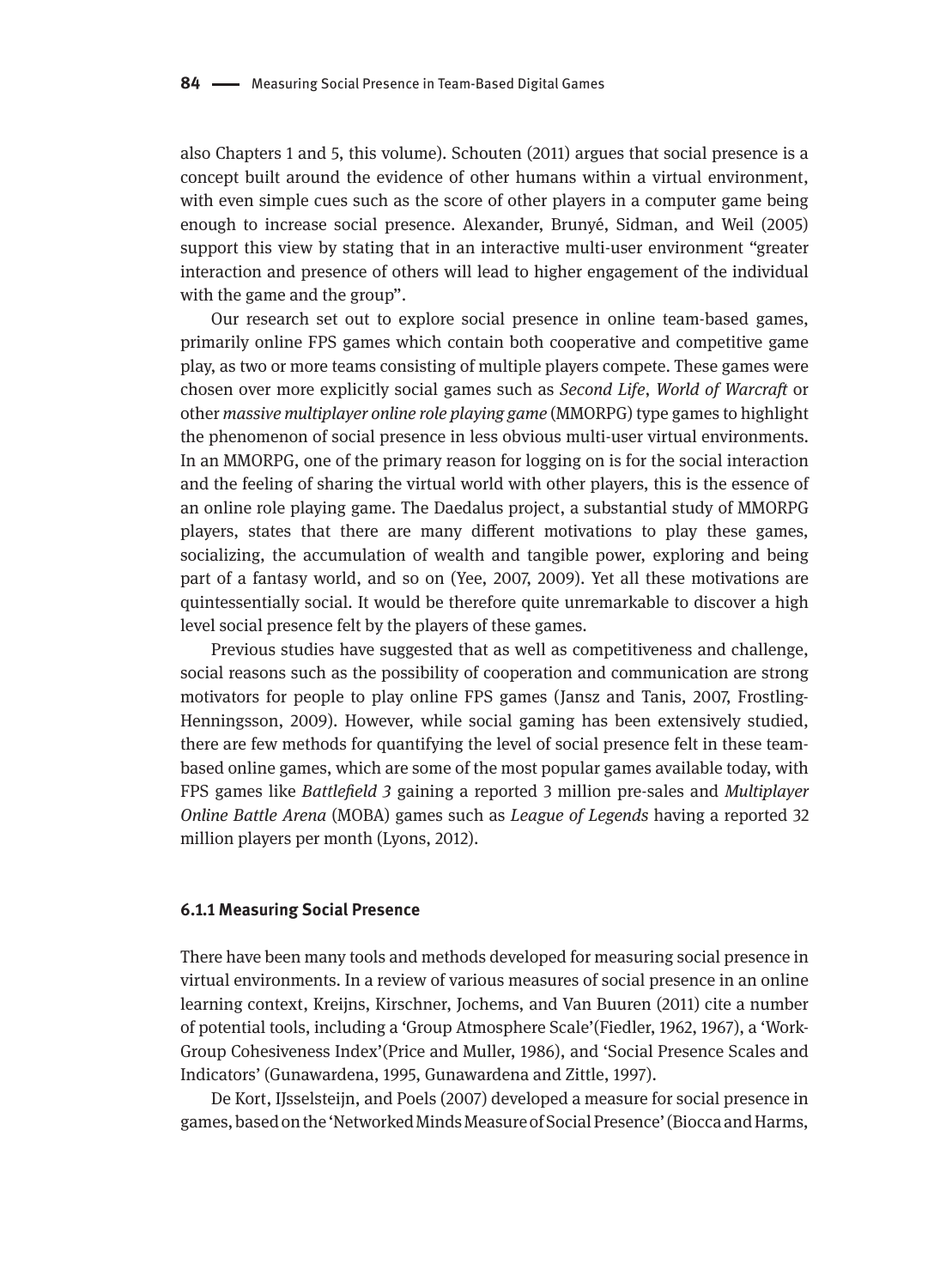also Chapters 1 and 5, this volume). Schouten (2011) argues that social presence is a concept built around the evidence of other humans within a virtual environment, with even simple cues such as the score of other players in a computer game being enough to increase social presence. Alexander, Brunyé, Sidman, and Weil (2005) support this view by stating that in an interactive multi-user environment "greater interaction and presence of others will lead to higher engagement of the individual with the game and the group".

Our research set out to explore social presence in online team-based games, primarily online FPS games which contain both cooperative and competitive game play, as two or more teams consisting of multiple players compete. These games were chosen over more explicitly social games such as *Second Life*, *World of Warcraft* or other *massive multiplayer online role playing game* (MMORPG) type games to highlight the phenomenon of social presence in less obvious multi-user virtual environments. In an MMORPG, one of the primary reason for logging on is for the social interaction and the feeling of sharing the virtual world with other players, this is the essence of an online role playing game. The Daedalus project, a substantial study of MMORPG players, states that there are many different motivations to play these games, socializing, the accumulation of wealth and tangible power, exploring and being part of a fantasy world, and so on (Yee, 2007, 2009). Yet all these motivations are quintessentially social. It would be therefore quite unremarkable to discover a high level social presence felt by the players of these games.

Previous studies have suggested that as well as competitiveness and challenge, social reasons such as the possibility of cooperation and communication are strong motivators for people to play online FPS games (Jansz and Tanis, 2007, Frostling-Henningsson, 2009). However, while social gaming has been extensively studied, there are few methods for quantifying the level of social presence felt in these team-based online games, which are some of the most popular games available today, with FPS games like *Battlefield 3* gaining a reported 3 million pre-sales and *Multiplayer Online Battle Arena* (MOBA) games such as *League of Legends* having a reported 32 million players per month (Lyons, 2012).

### 6.1.1 Measuring Social Presence

There have been many tools and methods developed for measuring social presence in virtual environments. In a review of various measures of social presence in an online learning context, Kreijns, Kirschner, Jochems, and Van Buuren (2011) cite a number of potential tools, including a 'Group Atmosphere Scale'(Fiedler, 1962, 1967), a 'Work-Group Cohesiveness Index'(Price and Muller, 1986), and 'Social Presence Scales and Indicators' (Gunawardena, 1995, Gunawardena and Zittle, 1997).

De Kort, IJsselsteijn, and Poels (2007) developed a measure for social presence in games, based on the 'Networked Minds Measure of Social Presence' (Biocca and Harms,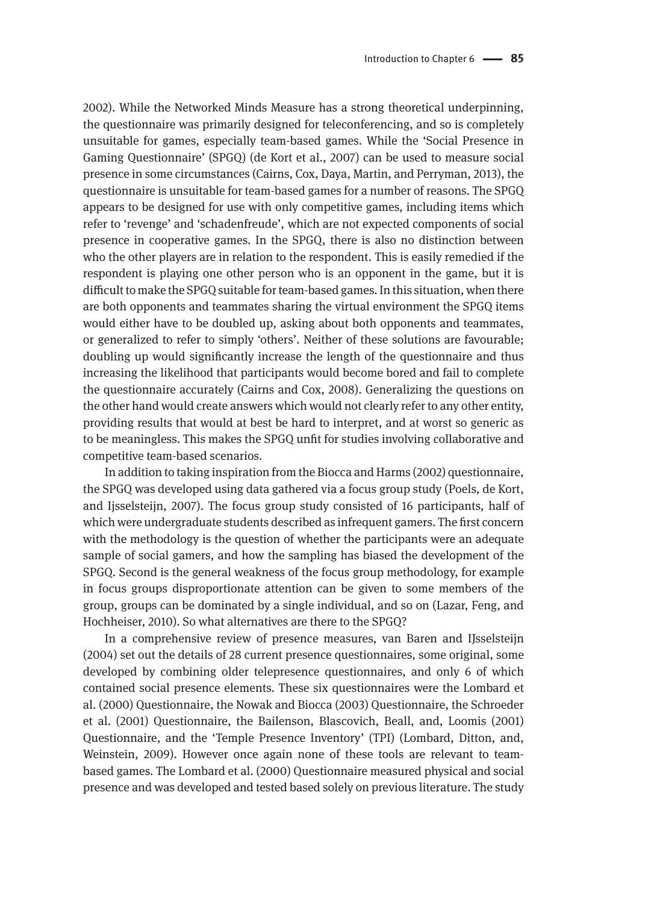2002). While the Networked Minds Measure has a strong theoretical underpinning, the questionnaire was primarily designed for teleconferencing, and so is completely unsuitable for games, especially team-based games. While the 'Social Presence in Gaming Questionnaire' (SPGQ) (de Kort et al., 2007) can be used to measure social presence in some circumstances (Cairns, Cox, Daya, Martin, and Perryman, 2013), the questionnaire is unsuitable for team-based games for a number of reasons. The SPGQ appears to be designed for use with only competitive games, including items which refer to 'revenge' and 'schadenfreude', which are not expected components of social presence in cooperative games. In the SPGQ, there is also no distinction between who the other players are in relation to the respondent. This is easily remedied if the respondent is playing one other person who is an opponent in the game, but it is difficult to make the SPGQ suitable for team-based games. In this situation, when there are both opponents and teammates sharing the virtual environment the SPGQ items would either have to be doubled up, asking about both opponents and teammates, or generalized to refer to simply 'others'. Neither of these solutions are favourable; doubling up would significantly increase the length of the questionnaire and thus increasing the likelihood that participants would become bored and fail to complete the questionnaire accurately (Cairns and Cox, 2008). Generalizing the questions on the other hand would create answers which would not clearly refer to any other entity, providing results that would at best be hard to interpret, and at worst so generic as to be meaningless. This makes the SPGQ unfit for studies involving collaborative and competitive team-based scenarios.

In addition to taking inspiration from the Biocca and Harms (2002) questionnaire, the SPGQ was developed using data gathered via a focus group study (Poels, de Kort, and Ijsselsteijn, 2007). The focus group study consisted of 16 participants, half of which were undergraduate students described as infrequent gamers. The first concern with the methodology is the question of whether the participants were an adequate sample of social gamers, and how the sampling has biased the development of the SPGQ. Second is the general weakness of the focus group methodology, for example in focus groups disproportionate attention can be given to some members of the group, groups can be dominated by a single individual, and so on (Lazar, Feng, and Hochheiser, 2010). So what alternatives are there to the SPGQ?

In a comprehensive review of presence measures, van Baren and IJsselsteijn (2004) set out the details of 28 current presence questionnaires, some original, some developed by combining older telepresence questionnaires, and only 6 of which contained social presence elements. These six questionnaires were the Lombard et al. (2000) Questionnaire, the Nowak and Biocca (2003) Questionnaire, the Schroeder et al. (2001) Questionnaire, the Bailenson, Blascovich, Beall, and, Loomis (2001) Questionnaire, and the 'Temple Presence Inventory' (TPI) (Lombard, Ditton, and, Weinstein, 2009). However once again none of these tools are relevant to team-based games. The Lombard et al. (2000) Questionnaire measured physical and social presence and was developed and tested based solely on previous literature. The study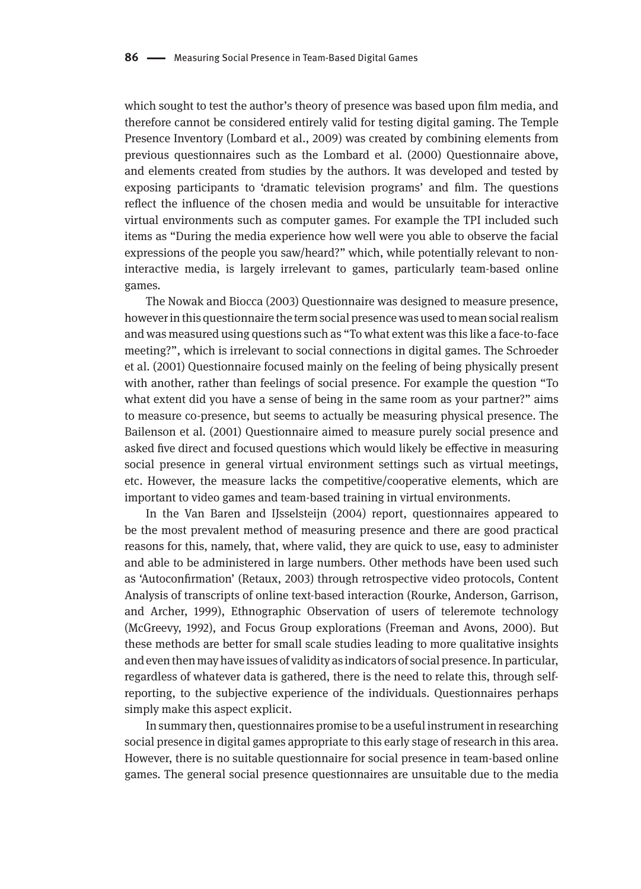which sought to test the author's theory of presence was based upon film media, and therefore cannot be considered entirely valid for testing digital gaming. The Temple Presence Inventory (Lombard et al., 2009) was created by combining elements from previous questionnaires such as the Lombard et al. (2000) Questionnaire above, and elements created from studies by the authors. It was developed and tested by exposing participants to 'dramatic television programs' and film. The questions reflect the influence of the chosen media and would be unsuitable for interactive virtual environments such as computer games. For example the TPI included such items as "During the media experience how well were you able to observe the facial expressions of the people you saw/heard?" which, while potentially relevant to non-interactive media, is largely irrelevant to games, particularly team-based online games.

The Nowak and Biocca (2003) Questionnaire was designed to measure presence, however in this questionnaire the term social presence was used to mean social realism and was measured using questions such as "To what extent was this like a face-to-face meeting?", which is irrelevant to social connections in digital games. The Schroeder et al. (2001) Questionnaire focused mainly on the feeling of being physically present with another, rather than feelings of social presence. For example the question "To what extent did you have a sense of being in the same room as your partner?" aims to measure co-presence, but seems to actually be measuring physical presence. The Bailenson et al. (2001) Questionnaire aimed to measure purely social presence and asked five direct and focused questions which would likely be effective in measuring social presence in general virtual environment settings such as virtual meetings, etc. However, the measure lacks the competitive/cooperative elements, which are important to video games and team-based training in virtual environments.

In the Van Baren and IJsselsteijn (2004) report, questionnaires appeared to be the most prevalent method of measuring presence and there are good practical reasons for this, namely, that, where valid, they are quick to use, easy to administer and able to be administered in large numbers. Other methods have been used such as 'Autoconfirmation' (Retaux, 2003) through retrospective video protocols, Content Analysis of transcripts of online text-based interaction (Rourke, Anderson, Garrison, and Archer, 1999), Ethnographic Observation of users of teleremote technology (McGreevy, 1992), and Focus Group explorations (Freeman and Avons, 2000). But these methods are better for small scale studies leading to more qualitative insights and even then may have issues of validity as indicators of social presence. In particular, regardless of whatever data is gathered, there is the need to relate this, through self-reporting, to the subjective experience of the individuals. Questionnaires perhaps simply make this aspect explicit.

In summary then, questionnaires promise to be a useful instrument in researching social presence in digital games appropriate to this early stage of research in this area. However, there is no suitable questionnaire for social presence in team-based online games. The general social presence questionnaires are unsuitable due to the media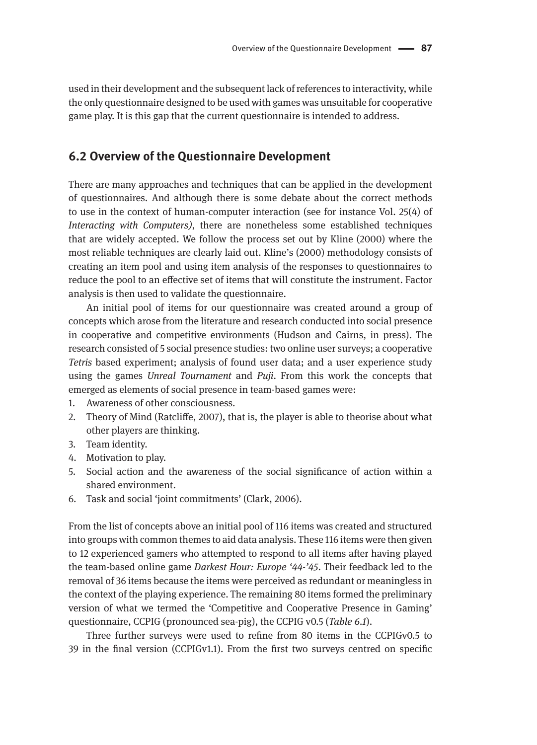used in their development and the subsequent lack of references to interactivity, while the only questionnaire designed to be used with games was unsuitable for cooperative game play. It is this gap that the current questionnaire is intended to address.

## 6.2 Overview of the Questionnaire Development

There are many approaches and techniques that can be applied in the development of questionnaires. And although there is some debate about the correct methods to use in the context of human-computer interaction (see for instance Vol. 25(4) of *Interacting with Computers)*, there are nonetheless some established techniques that are widely accepted. We follow the process set out by Kline (2000) where the most reliable techniques are clearly laid out. Kline's (2000) methodology consists of creating an item pool and using item analysis of the responses to questionnaires to reduce the pool to an effective set of items that will constitute the instrument. Factor analysis is then used to validate the questionnaire.

An initial pool of items for our questionnaire was created around a group of concepts which arose from the literature and research conducted into social presence in cooperative and competitive environments (Hudson and Cairns, in press). The research consisted of 5 social presence studies: two online user surveys; a cooperative *Tetris* based experiment; analysis of found user data; and a user experience study using the games *Unreal Tournament* and *Puji*. From this work the concepts that emerged as elements of social presence in team-based games were:

1. Awareness of other consciousness.
2. Theory of Mind (Ratcliffe, 2007), that is, the player is able to theorise about what other players are thinking.
3. Team identity.
4. Motivation to play.
5. Social action and the awareness of the social significance of action within a shared environment.
6. Task and social 'joint commitments' (Clark, 2006).

From the list of concepts above an initial pool of 116 items was created and structured into groups with common themes to aid data analysis. These 116 items were then given to 12 experienced gamers who attempted to respond to all items after having played the team-based online game *Darkest Hour: Europe '44-'45*. Their feedback led to the removal of 36 items because the items were perceived as redundant or meaningless in the context of the playing experience. The remaining 80 items formed the preliminary version of what we termed the 'Competitive and Cooperative Presence in Gaming' questionnaire, CCPIG (pronounced sea-pig), the CCPIG v0.5 (*Table 6.1*).

Three further surveys were used to refine from 80 items in the CCPIGv0.5 to 39 in the final version (CCPIGv1.1). From the first two surveys centred on specific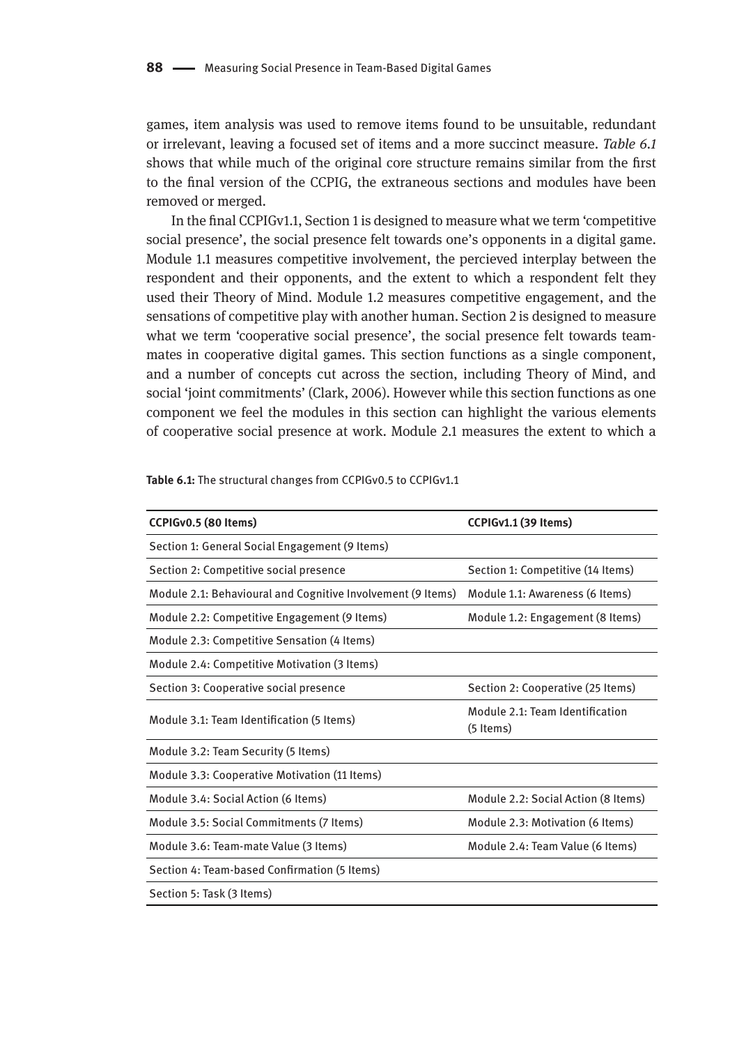games, item analysis was used to remove items found to be unsuitable, redundant or irrelevant, leaving a focused set of items and a more succinct measure. *Table 6.1* shows that while much of the original core structure remains similar from the first to the final version of the CCPIG, the extraneous sections and modules have been removed or merged.

In the final CCPIGv1.1, Section 1 is designed to measure what we term 'competitive social presence', the social presence felt towards one's opponents in a digital game. Module 1.1 measures competitive involvement, the percieved interplay between the respondent and their opponents, and the extent to which a respondent felt they used their Theory of Mind. Module 1.2 measures competitive engagement, and the sensations of competitive play with another human. Section 2 is designed to measure what we term 'cooperative social presence', the social presence felt towards team-mates in cooperative digital games. This section functions as a single component, and a number of concepts cut across the section, including Theory of Mind, and social 'joint commitments' (Clark, 2006). However while this section functions as one component we feel the modules in this section can highlight the various elements of cooperative social presence at work. Module 2.1 measures the extent to which a

**Table 6.1:** The structural changes from CCPIGv0.5 to CCPIGv1.1

| CCPIGv0.5 (80 Items) | CCPIGv1.1 (39 Items) |
|---|---|
| Section 1: General Social Engagement (9 Items) | |
| Section 2: Competitive social presence | Section 1: Competitive (14 Items) |
| Module 2.1: Behavioural and Cognitive Involvement (9 Items) | Module 1.1: Awareness (6 Items) |
| Module 2.2: Competitive Engagement (9 Items) | Module 1.2: Engagement (8 Items) |
| Module 2.3: Competitive Sensation (4 Items) | |
| Module 2.4: Competitive Motivation (3 Items) | |
| Section 3: Cooperative social presence | Section 2: Cooperative (25 Items) |
| Module 3.1: Team Identification (5 Items) | Module 2.1: Team Identification (5 Items) |
| Module 3.2: Team Security (5 Items) | |
| Module 3.3: Cooperative Motivation (11 Items) | |
| Module 3.4: Social Action (6 Items) | Module 2.2: Social Action (8 Items) |
| Module 3.5: Social Commitments (7 Items) | Module 2.3: Motivation (6 Items) |
| Module 3.6: Team-mate Value (3 Items) | Module 2.4: Team Value (6 Items) |
| Section 4: Team-based Confirmation (5 Items) | |
| Section 5: Task (3 Items) | |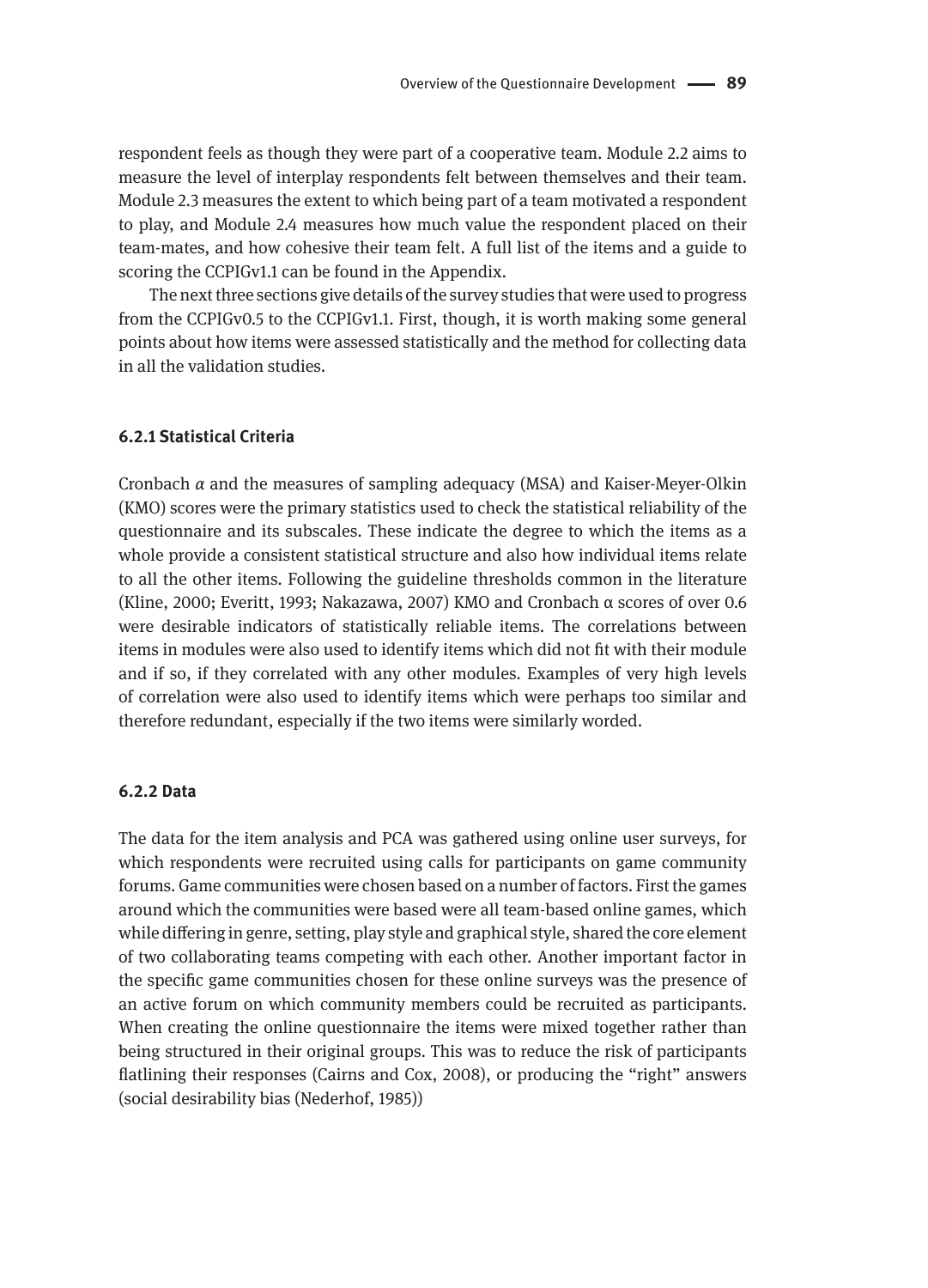respondent feels as though they were part of a cooperative team. Module 2.2 aims to measure the level of interplay respondents felt between themselves and their team. Module 2.3 measures the extent to which being part of a team motivated a respondent to play, and Module 2.4 measures how much value the respondent placed on their team-mates, and how cohesive their team felt. A full list of the items and a guide to scoring the CCPIGv1.1 can be found in the Appendix.

The next three sections give details of the survey studies that were used to progress from the CCPIGv0.5 to the CCPIGv1.1. First, though, it is worth making some general points about how items were assessed statistically and the method for collecting data in all the validation studies.

### 6.2.1 Statistical Criteria

Cronbach $\alpha$ and the measures of sampling adequacy (MSA) and Kaiser-Meyer-Olkin (KMO) scores were the primary statistics used to check the statistical reliability of the questionnaire and its subscales. These indicate the degree to which the items as a whole provide a consistent statistical structure and also how individual items relate to all the other items. Following the guideline thresholds common in the literature (Kline, 2000; Everitt, 1993; Nakazawa, 2007) KMO and Cronbach $\alpha$ scores of over 0.6 were desirable indicators of statistically reliable items. The correlations between items in modules were also used to identify items which did not fit with their module and if so, if they correlated with any other modules. Examples of very high levels of correlation were also used to identify items which were perhaps too similar and therefore redundant, especially if the two items were similarly worded.

### 6.2.2 Data

The data for the item analysis and PCA was gathered using online user surveys, for which respondents were recruited using calls for participants on game community forums. Game communities were chosen based on a number of factors. First the games around which the communities were based were all team-based online games, which while differing in genre, setting, play style and graphical style, shared the core element of two collaborating teams competing with each other. Another important factor in the specific game communities chosen for these online surveys was the presence of an active forum on which community members could be recruited as participants. When creating the online questionnaire the items were mixed together rather than being structured in their original groups. This was to reduce the risk of participants flatlining their responses (Cairns and Cox, 2008), or producing the "right" answers (social desirability bias (Nederhof, 1985))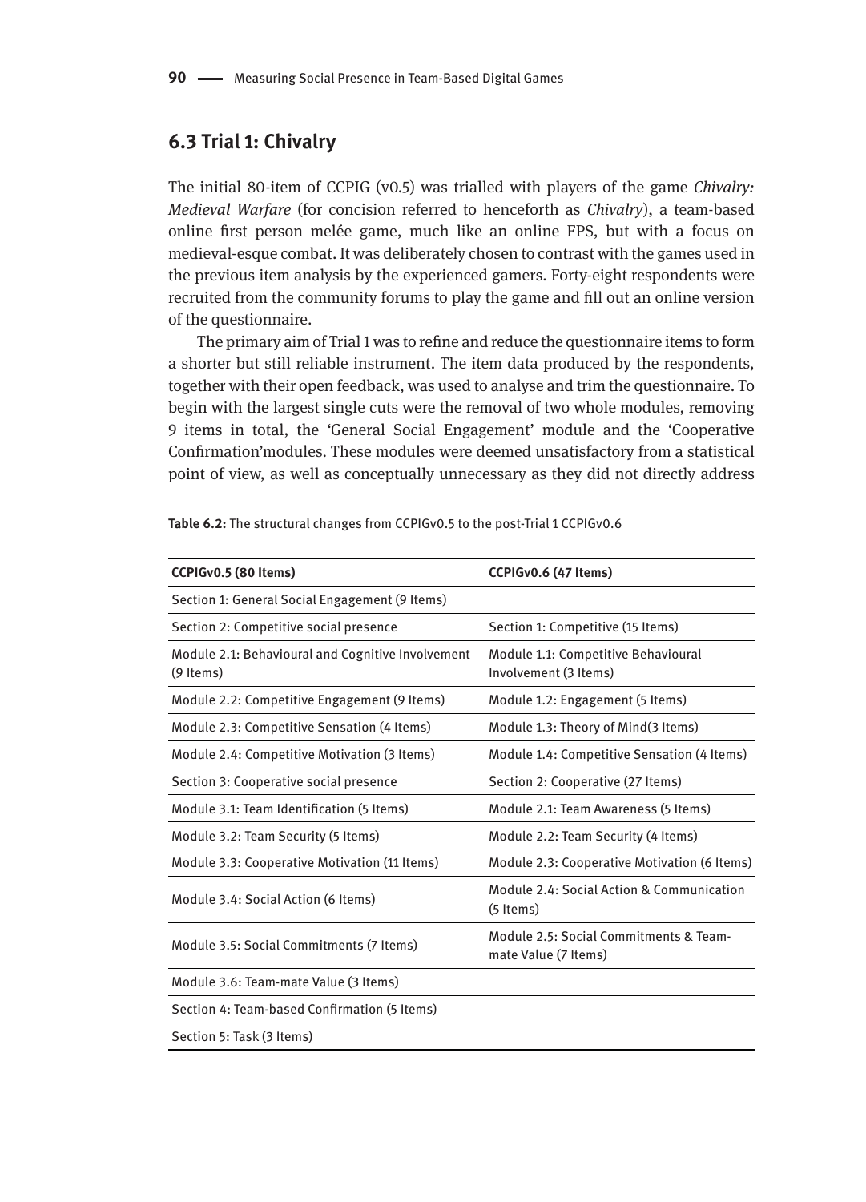## 6.3 Trial 1: Chivalry

The initial 80-item of CCPIG (v0.5) was trialled with players of the game *Chivalry: Medieval Warfare* (for concision referred to henceforth as *Chivalry*), a team-based online first person melée game, much like an online FPS, but with a focus on medieval-esque combat. It was deliberately chosen to contrast with the games used in the previous item analysis by the experienced gamers. Forty-eight respondents were recruited from the community forums to play the game and fill out an online version of the questionnaire.

The primary aim of Trial 1 was to refine and reduce the questionnaire items to form a shorter but still reliable instrument. The item data produced by the respondents, together with their open feedback, was used to analyse and trim the questionnaire. To begin with the largest single cuts were the removal of two whole modules, removing 9 items in total, the 'General Social Engagement' module and the 'Cooperative Confirmation'modules. These modules were deemed unsatisfactory from a statistical point of view, as well as conceptually unnecessary as they did not directly address

**Table 6.2:** The structural changes from CCPIGv0.5 to the post-Trial 1 CCPIGv0.6

| CCPIGv0.5 (80 Items) | CCPIGv0.6 (47 Items) |
|---|---|
| Section 1: General Social Engagement (9 Items) | |
| Section 2: Competitive social presence | Section 1: Competitive (15 Items) |
| Module 2.1: Behavioural and Cognitive Involvement (9 Items) | Module 1.1: Competitive Behavioural Involvement (3 Items) |
| Module 2.2: Competitive Engagement (9 Items) | Module 1.2: Engagement (5 Items) |
| Module 2.3: Competitive Sensation (4 Items) | Module 1.3: Theory of Mind(3 Items) |
| Module 2.4: Competitive Motivation (3 Items) | Module 1.4: Competitive Sensation (4 Items) |
| Section 3: Cooperative social presence | Section 2: Cooperative (27 Items) |
| Module 3.1: Team Identification (5 Items) | Module 2.1: Team Awareness (5 Items) |
| Module 3.2: Team Security (5 Items) | Module 2.2: Team Security (4 Items) |
| Module 3.3: Cooperative Motivation (11 Items) | Module 2.3: Cooperative Motivation (6 Items) |
| Module 3.4: Social Action (6 Items) | Module 2.4: Social Action & Communication (5 Items) |
| Module 3.5: Social Commitments (7 Items) | Module 2.5: Social Commitments & Team-mate Value (7 Items) |
| Module 3.6: Team-mate Value (3 Items) | |
| Section 4: Team-based Confirmation (5 Items) | |
| Section 5: Task (3 Items) | |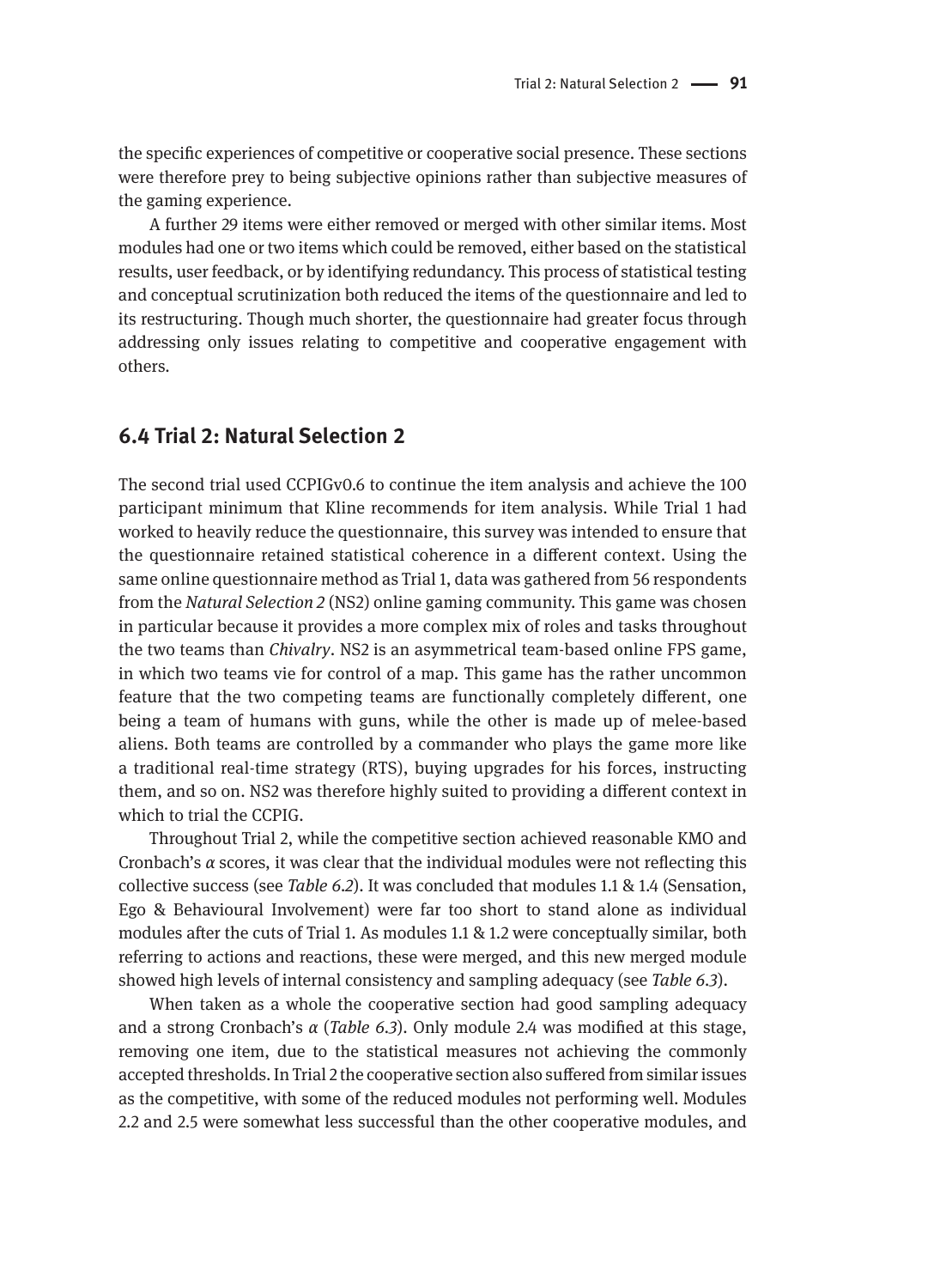the specific experiences of competitive or cooperative social presence. These sections were therefore prey to being subjective opinions rather than subjective measures of the gaming experience.

A further 29 items were either removed or merged with other similar items. Most modules had one or two items which could be removed, either based on the statistical results, user feedback, or by identifying redundancy. This process of statistical testing and conceptual scrutinization both reduced the items of the questionnaire and led to its restructuring. Though much shorter, the questionnaire had greater focus through addressing only issues relating to competitive and cooperative engagement with others.

## 6.4 Trial 2: Natural Selection 2

The second trial used CCPIGv0.6 to continue the item analysis and achieve the 100 participant minimum that Kline recommends for item analysis. While Trial 1 had worked to heavily reduce the questionnaire, this survey was intended to ensure that the questionnaire retained statistical coherence in a different context. Using the same online questionnaire method as Trial 1, data was gathered from 56 respondents from the *Natural Selection 2* (NS2) online gaming community. This game was chosen in particular because it provides a more complex mix of roles and tasks throughout the two teams than *Chivalry*. NS2 is an asymmetrical team-based online FPS game, in which two teams vie for control of a map. This game has the rather uncommon feature that the two competing teams are functionally completely different, one being a team of humans with guns, while the other is made up of melee-based aliens. Both teams are controlled by a commander who plays the game more like a traditional real-time strategy (RTS), buying upgrades for his forces, instructing them, and so on. NS2 was therefore highly suited to providing a different context in which to trial the CCPIG.

Throughout Trial 2, while the competitive section achieved reasonable KMO and Cronbach's $\alpha$ scores, it was clear that the individual modules were not reflecting this collective success (see *Table 6.2*). It was concluded that modules 1.1 & 1.4 (Sensation, Ego & Behavioural Involvement) were far too short to stand alone as individual modules after the cuts of Trial 1. As modules 1.1 & 1.2 were conceptually similar, both referring to actions and reactions, these were merged, and this new merged module showed high levels of internal consistency and sampling adequacy (see *Table 6.3*).

When taken as a whole the cooperative section had good sampling adequacy and a strong Cronbach's $\alpha$ (*Table 6.3*). Only module 2.4 was modified at this stage, removing one item, due to the statistical measures not achieving the commonly accepted thresholds. In Trial 2 the cooperative section also suffered from similar issues as the competitive, with some of the reduced modules not performing well. Modules 2.2 and 2.5 were somewhat less successful than the other cooperative modules, and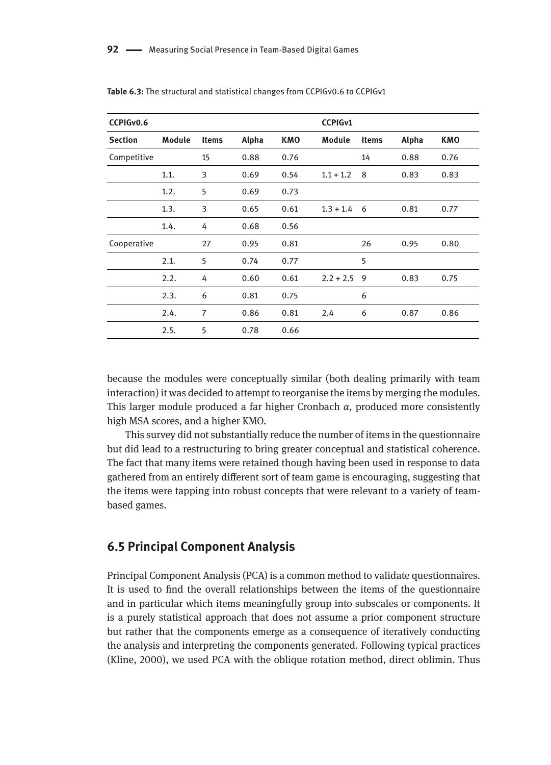**Table 6.3:** The structural and statistical changes from CCPIGv0.6 to CCPIGv1

| CCPIGv0.6 | | | | | CCPIGv1 | | | |
|---|---|---|---|---|---|---|---|---|
| **Section** | **Module** | **Items** | **Alpha** | **KMO** | **Module** | **Items** | **Alpha** | **KMO** |
| Competitive | | 15 | 0.88 | 0.76 | | 14 | 0.88 | 0.76 |
| | 1.1. | 3 | 0.69 | 0.54 | 1.1 + 1.2 | 8 | 0.83 | 0.83 |
| | 1.2. | 5 | 0.69 | 0.73 | | | | |
| | 1.3. | 3 | 0.65 | 0.61 | 1.3 + 1.4 | 6 | 0.81 | 0.77 |
| | 1.4. | 4 | 0.68 | 0.56 | | | | |
| Cooperative | | 27 | 0.95 | 0.81 | | 26 | 0.95 | 0.80 |
| | 2.1. | 5 | 0.74 | 0.77 | | 5 | | |
| | 2.2. | 4 | 0.60 | 0.61 | 2.2 + 2.5 | 9 | 0.83 | 0.75 |
| | 2.3. | 6 | 0.81 | 0.75 | | 6 | | |
| | 2.4. | 7 | 0.86 | 0.81 | 2.4 | 6 | 0.87 | 0.86 |
| | 2.5. | 5 | 0.78 | 0.66 | | | | |

because the modules were conceptually similar (both dealing primarily with team interaction) it was decided to attempt to reorganise the items by merging the modules. This larger module produced a far higher Cronbach $\alpha$, produced more consistently high MSA scores, and a higher KMO.

This survey did not substantially reduce the number of items in the questionnaire but did lead to a restructuring to bring greater conceptual and statistical coherence. The fact that many items were retained though having been used in response to data gathered from an entirely different sort of team game is encouraging, suggesting that the items were tapping into robust concepts that were relevant to a variety of team-based games.

## 6.5 Principal Component Analysis

Principal Component Analysis (PCA) is a common method to validate questionnaires. It is used to find the overall relationships between the items of the questionnaire and in particular which items meaningfully group into subscales or components. It is a purely statistical approach that does not assume a prior component structure but rather that the components emerge as a consequence of iteratively conducting the analysis and interpreting the components generated. Following typical practices (Kline, 2000), we used PCA with the oblique rotation method, direct oblimin. Thus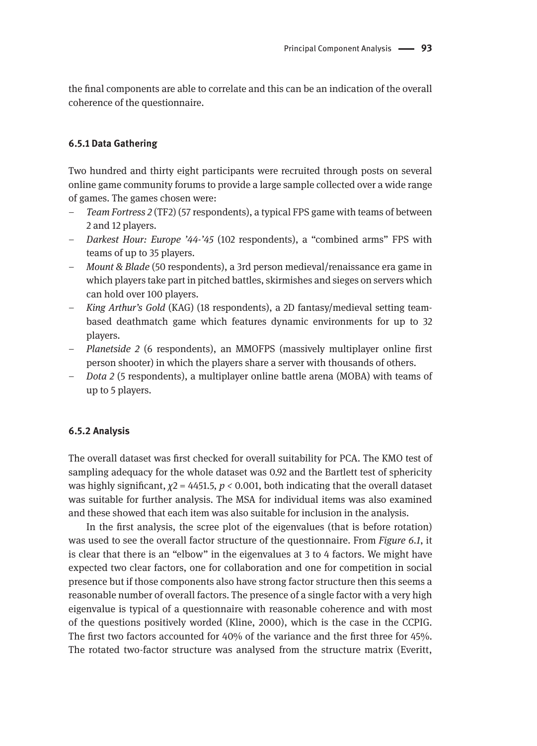the final components are able to correlate and this can be an indication of the overall coherence of the questionnaire.

### 6.5.1 Data Gathering

Two hundred and thirty eight participants were recruited through posts on several online game community forums to provide a large sample collected over a wide range of games. The games chosen were:

- *Team Fortress 2* (TF2) (57 respondents), a typical FPS game with teams of between 2 and 12 players.
- *Darkest Hour: Europe '44-'45* (102 respondents), a "combined arms" FPS with teams of up to 35 players.
- *Mount & Blade* (50 respondents), a 3rd person medieval/renaissance era game in which players take part in pitched battles, skirmishes and sieges on servers which can hold over 100 players.
- *King Arthur's Gold* (KAG) (18 respondents), a 2D fantasy/medieval setting team-based deathmatch game which features dynamic environments for up to 32 players.
- *Planetside 2* (6 respondents), an MMOFPS (massively multiplayer online first person shooter) in which the players share a server with thousands of others.
- *Dota 2* (5 respondents), a multiplayer online battle arena (MOBA) with teams of up to 5 players.

### 6.5.2 Analysis

The overall dataset was first checked for overall suitability for PCA. The KMO test of sampling adequacy for the whole dataset was 0.92 and the Bartlett test of sphericity was highly significant, $\chi2 = 4451.5$, $p < 0.001$, both indicating that the overall dataset was suitable for further analysis. The MSA for individual items was also examined and these showed that each item was also suitable for inclusion in the analysis.

In the first analysis, the scree plot of the eigenvalues (that is before rotation) was used to see the overall factor structure of the questionnaire. From *Figure 6.1*, it is clear that there is an "elbow" in the eigenvalues at 3 to 4 factors. We might have expected two clear factors, one for collaboration and one for competition in social presence but if those components also have strong factor structure then this seems a reasonable number of overall factors. The presence of a single factor with a very high eigenvalue is typical of a questionnaire with reasonable coherence and with most of the questions positively worded (Kline, 2000), which is the case in the CCPIG. The first two factors accounted for 40% of the variance and the first three for 45%. The rotated two-factor structure was analysed from the structure matrix (Everitt,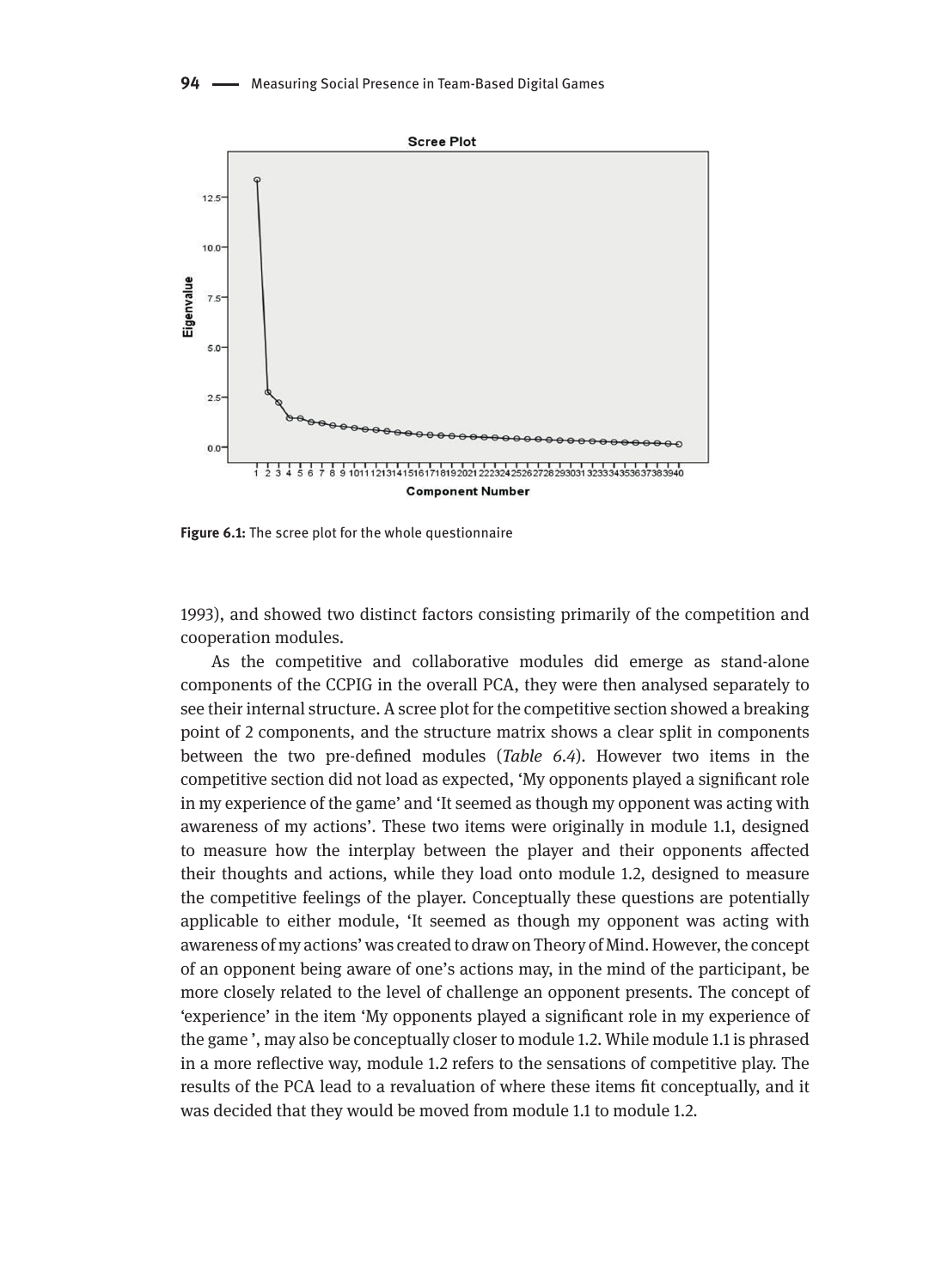Figure 6.1: The scree plot for the whole questionnaire

1993), and showed two distinct factors consisting primarily of the competition and cooperation modules.

As the competitive and collaborative modules did emerge as stand-alone components of the CCPIG in the overall PCA, they were then analysed separately to see their internal structure. A scree plot for the competitive section showed a breaking point of 2 components, and the structure matrix shows a clear split in components between the two pre-defined modules (*Table 6.4*). However two items in the competitive section did not load as expected, 'My opponents played a significant role in my experience of the game' and 'It seemed as though my opponent was acting with awareness of my actions'. These two items were originally in module 1.1, designed to measure how the interplay between the player and their opponents affected their thoughts and actions, while they load onto module 1.2, designed to measure the competitive feelings of the player. Conceptually these questions are potentially applicable to either module, 'It seemed as though my opponent was acting with awareness of my actions' was created to draw on Theory of Mind. However, the concept of an opponent being aware of one's actions may, in the mind of the participant, be more closely related to the level of challenge an opponent presents. The concept of 'experience' in the item 'My opponents played a significant role in my experience of the game ', may also be conceptually closer to module 1.2. While module 1.1 is phrased in a more reflective way, module 1.2 refers to the sensations of competitive play. The results of the PCA lead to a revaluation of where these items fit conceptually, and it was decided that they would be moved from module 1.1 to module 1.2.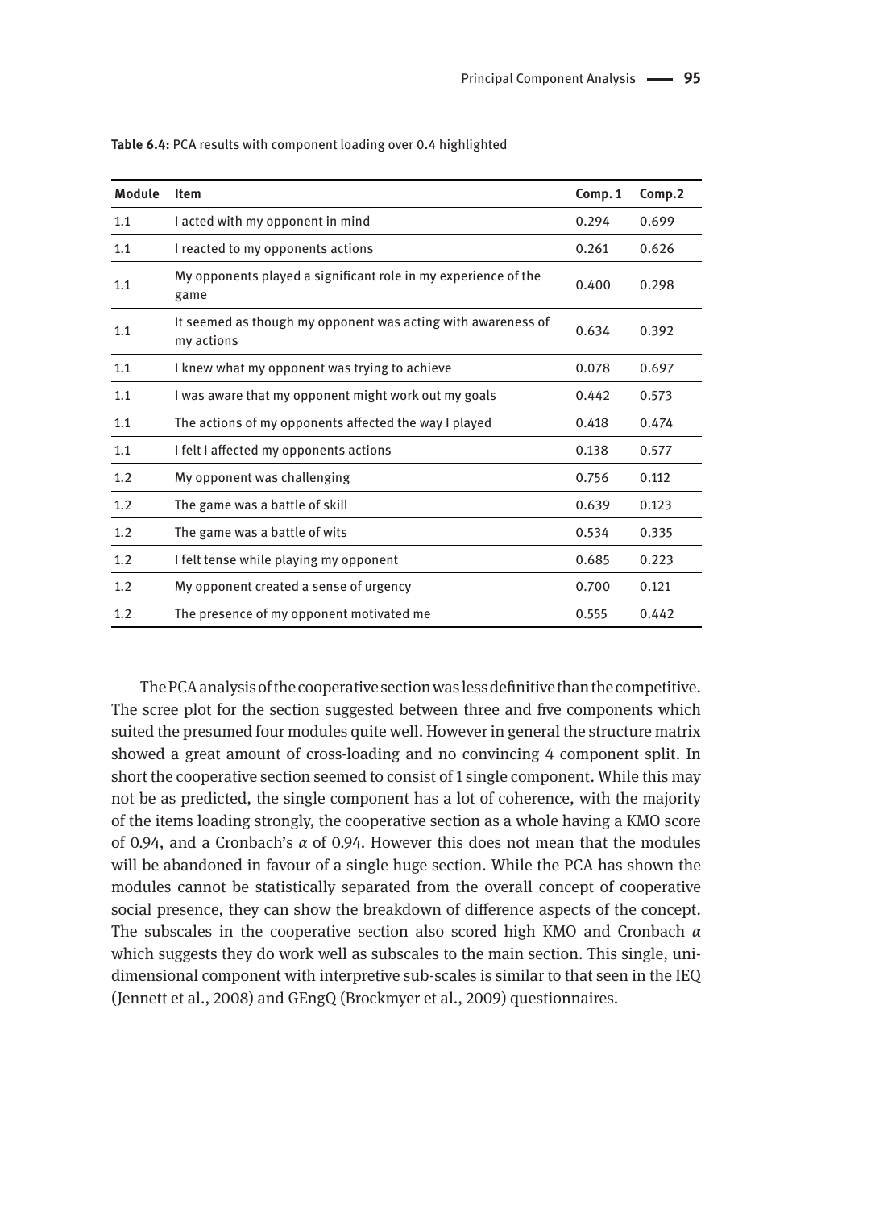**Table 6.4:** PCA results with component loading over 0.4 highlighted

| Module | Item | Comp. 1 | Comp.2 |
|---|---|---|---|
| 1.1 | I acted with my opponent in mind | 0.294 | 0.699 |
| 1.1 | I reacted to my opponents actions | 0.261 | 0.626 |
| 1.1 | My opponents played a significant role in my experience of the game | 0.400 | 0.298 |
| 1.1 | It seemed as though my opponent was acting with awareness of my actions | 0.634 | 0.392 |
| 1.1 | I knew what my opponent was trying to achieve | 0.078 | 0.697 |
| 1.1 | I was aware that my opponent might work out my goals | 0.442 | 0.573 |
| 1.1 | The actions of my opponents affected the way I played | 0.418 | 0.474 |
| 1.1 | I felt I affected my opponents actions | 0.138 | 0.577 |
| 1.2 | My opponent was challenging | 0.756 | 0.112 |
| 1.2 | The game was a battle of skill | 0.639 | 0.123 |
| 1.2 | The game was a battle of wits | 0.534 | 0.335 |
| 1.2 | I felt tense while playing my opponent | 0.685 | 0.223 |
| 1.2 | My opponent created a sense of urgency | 0.700 | 0.121 |
| 1.2 | The presence of my opponent motivated me | 0.555 | 0.442 |

The PCA analysis of the cooperative section was less definitive than the competitive. The scree plot for the section suggested between three and five components which suited the presumed four modules quite well. However in general the structure matrix showed a great amount of cross-loading and no convincing 4 component split. In short the cooperative section seemed to consist of 1 single component. While this may not be as predicted, the single component has a lot of coherence, with the majority of the items loading strongly, the cooperative section as a whole having a KMO score of 0.94, and a Cronbach's $\alpha$ of 0.94. However this does not mean that the modules will be abandoned in favour of a single huge section. While the PCA has shown the modules cannot be statistically separated from the overall concept of cooperative social presence, they can show the breakdown of difference aspects of the concept. The subscales in the cooperative section also scored high KMO and Cronbach $\alpha$ which suggests they do work well as subscales to the main section. This single, unidimensional component with interpretive sub-scales is similar to that seen in the IEQ (Jennett et al., 2008) and GEngQ (Brockmyer et al., 2009) questionnaires.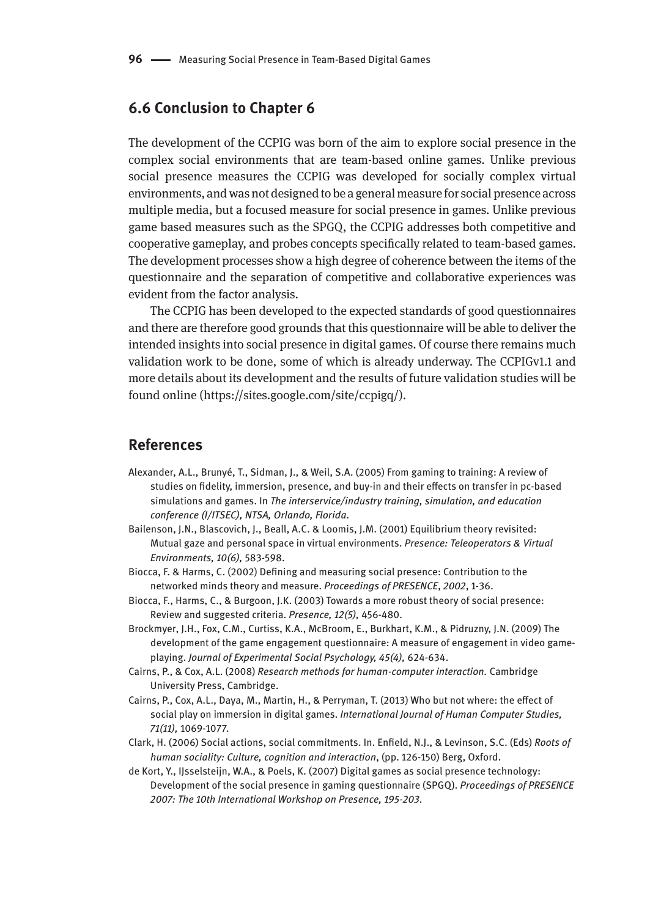## 6.6 Conclusion to Chapter 6

The development of the CCPIG was born of the aim to explore social presence in the complex social environments that are team-based online games. Unlike previous social presence measures the CCPIG was developed for socially complex virtual environments, and was not designed to be a general measure for social presence across multiple media, but a focused measure for social presence in games. Unlike previous game based measures such as the SPGQ, the CCPIG addresses both competitive and cooperative gameplay, and probes concepts specifically related to team-based games. The development processes show a high degree of coherence between the items of the questionnaire and the separation of competitive and collaborative experiences was evident from the factor analysis.

The CCPIG has been developed to the expected standards of good questionnaires and there are therefore good grounds that this questionnaire will be able to deliver the intended insights into social presence in digital games. Of course there remains much validation work to be done, some of which is already underway. The CCPIGv1.1 and more details about its development and the results of future validation studies will be found online (https://sites.google.com/site/ccpigq/).

## References

Alexander, A.L., Brunyé, T., Sidman, J., & Weil, S.A. (2005) From gaming to training: A review of studies on fidelity, immersion, presence, and buy-in and their effects on transfer in pc-based simulations and games. In *The interservice/industry training, simulation, and education conference (I/ITSEC), NTSA, Orlando, Florida*.

Bailenson, J.N., Blascovich, J., Beall, A.C. & Loomis, J.M. (2001) Equilibrium theory revisited: Mutual gaze and personal space in virtual environments. *Presence: Teleoperators & Virtual Environments, 10(6),* 583-598.

Biocca, F. & Harms, C. (2002) Defining and measuring social presence: Contribution to the networked minds theory and measure. *Proceedings of PRESENCE*, *2002*, 1-36.

Biocca, F., Harms, C., & Burgoon, J.K. (2003) Towards a more robust theory of social presence: Review and suggested criteria. *Presence, 12(5),* 456-480.

Brockmyer, J.H., Fox, C.M., Curtiss, K.A., McBroom, E., Burkhart, K.M., & Pidruzny, J.N. (2009) The development of the game engagement questionnaire: A measure of engagement in video game-playing. *Journal of Experimental Social Psychology, 45(4),* 624-634.

Cairns, P., & Cox, A.L. (2008) *Research methods for human-computer interaction.* Cambridge University Press, Cambridge.

Cairns, P., Cox, A.L., Daya, M., Martin, H., & Perryman, T. (2013) Who but not where: the effect of social play on immersion in digital games. *International Journal of Human Computer Studies, 71(11),* 1069-1077.

Clark, H. (2006) Social actions, social commitments. In. Enfield, N.J., & Levinson, S.C. (Eds) *Roots of human sociality: Culture, cognition and interaction*, (pp. 126-150) Berg, Oxford.

de Kort, Y., IJsselsteijn, W.A., & Poels, K. (2007) Digital games as social presence technology: Development of the social presence in gaming questionnaire (SPGQ). *Proceedings of PRESENCE 2007: The 10th International Workshop on Presence, 195-203.*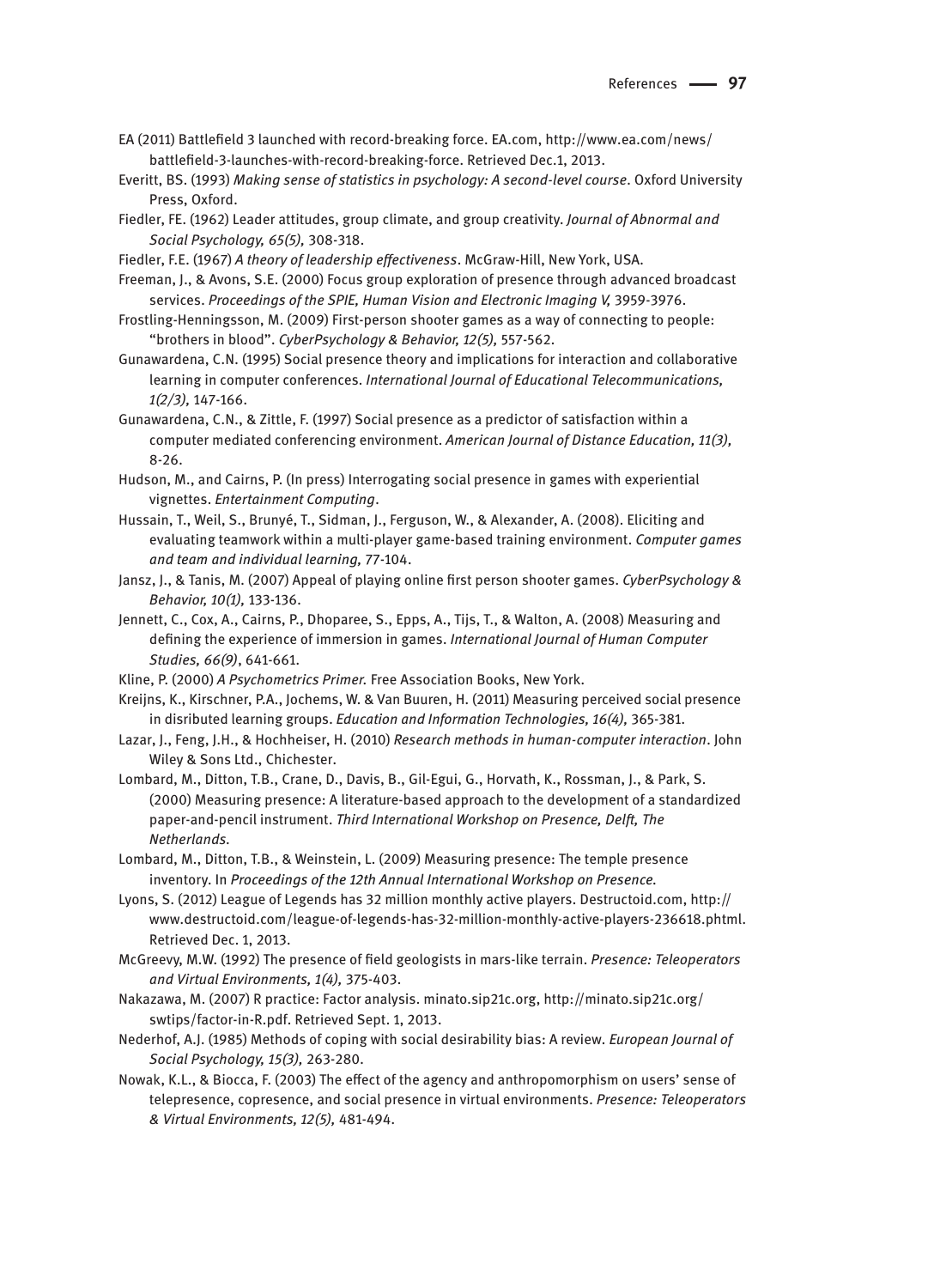EA (2011) Battlefield 3 launched with record-breaking force. EA.com, http://www.ea.com/news/battlefield-3-launches-with-record-breaking-force. Retrieved Dec.1, 2013.

Everitt, BS. (1993) *Making sense of statistics in psychology: A second-level course*. Oxford University Press, Oxford.

Fiedler, FE. (1962) Leader attitudes, group climate, and group creativity. *Journal of Abnormal and Social Psychology, 65(5),* 308-318.

Fiedler, F.E. (1967) *A theory of leadership effectiveness*. McGraw-Hill, New York, USA.

Freeman, J., & Avons, S.E. (2000) Focus group exploration of presence through advanced broadcast services. *Proceedings of the SPIE, Human Vision and Electronic Imaging V,* 3959-3976.

Frostling-Henningsson, M. (2009) First-person shooter games as a way of connecting to people: "brothers in blood". *CyberPsychology & Behavior, 12(5),* 557-562.

Gunawardena, C.N. (1995) Social presence theory and implications for interaction and collaborative learning in computer conferences. *International Journal of Educational Telecommunications, 1(2/3),* 147-166.

Gunawardena, C.N., & Zittle, F. (1997) Social presence as a predictor of satisfaction within a computer mediated conferencing environment. *American Journal of Distance Education, 11(3),* 8-26.

Hudson, M., and Cairns, P. (In press) Interrogating social presence in games with experiential vignettes. *Entertainment Computing*.

Hussain, T., Weil, S., Brunyé, T., Sidman, J., Ferguson, W., & Alexander, A. (2008). Eliciting and evaluating teamwork within a multi-player game-based training environment. *Computer games and team and individual learning,* 77-104.

Jansz, J., & Tanis, M. (2007) Appeal of playing online first person shooter games. *CyberPsychology & Behavior, 10(1),* 133-136.

Jennett, C., Cox, A., Cairns, P., Dhoparee, S., Epps, A., Tijs, T., & Walton, A. (2008) Measuring and defining the experience of immersion in games. *International Journal of Human Computer Studies, 66(9)*, 641-661.

Kline, P. (2000) *A Psychometrics Primer.* Free Association Books, New York.

Kreijns, K., Kirschner, P.A., Jochems, W. & Van Buuren, H. (2011) Measuring perceived social presence in disributed learning groups. *Education and Information Technologies, 16(4),* 365-381.

Lazar, J., Feng, J.H., & Hochheiser, H. (2010) *Research methods in human-computer interaction*. John Wiley & Sons Ltd., Chichester.

Lombard, M., Ditton, T.B., Crane, D., Davis, B., Gil-Egui, G., Horvath, K., Rossman, J., & Park, S. (2000) Measuring presence: A literature-based approach to the development of a standardized paper-and-pencil instrument. *Third International Workshop on Presence, Delft, The Netherlands.*

Lombard, M., Ditton, T.B., & Weinstein, L. (2009) Measuring presence: The temple presence inventory. In *Proceedings of the 12th Annual International Workshop on Presence.*

Lyons, S. (2012) League of Legends has 32 million monthly active players. Destructoid.com, http://www.destructoid.com/league-of-legends-has-32-million-monthly-active-players-236618.phtml. Retrieved Dec. 1, 2013.

McGreevy, M.W. (1992) The presence of field geologists in mars-like terrain. *Presence: Teleoperators and Virtual Environments, 1(4),* 375-403.

Nakazawa, M. (2007) R practice: Factor analysis. minato.sip21c.org, http://minato.sip21c.org/swtips/factor-in-R.pdf. Retrieved Sept. 1, 2013.

Nederhof, A.J. (1985) Methods of coping with social desirability bias: A review. *European Journal of Social Psychology, 15(3),* 263-280.

Nowak, K.L., & Biocca, F. (2003) The effect of the agency and anthropomorphism on users' sense of telepresence, copresence, and social presence in virtual environments. *Presence: Teleoperators & Virtual Environments, 12(5),* 481-494.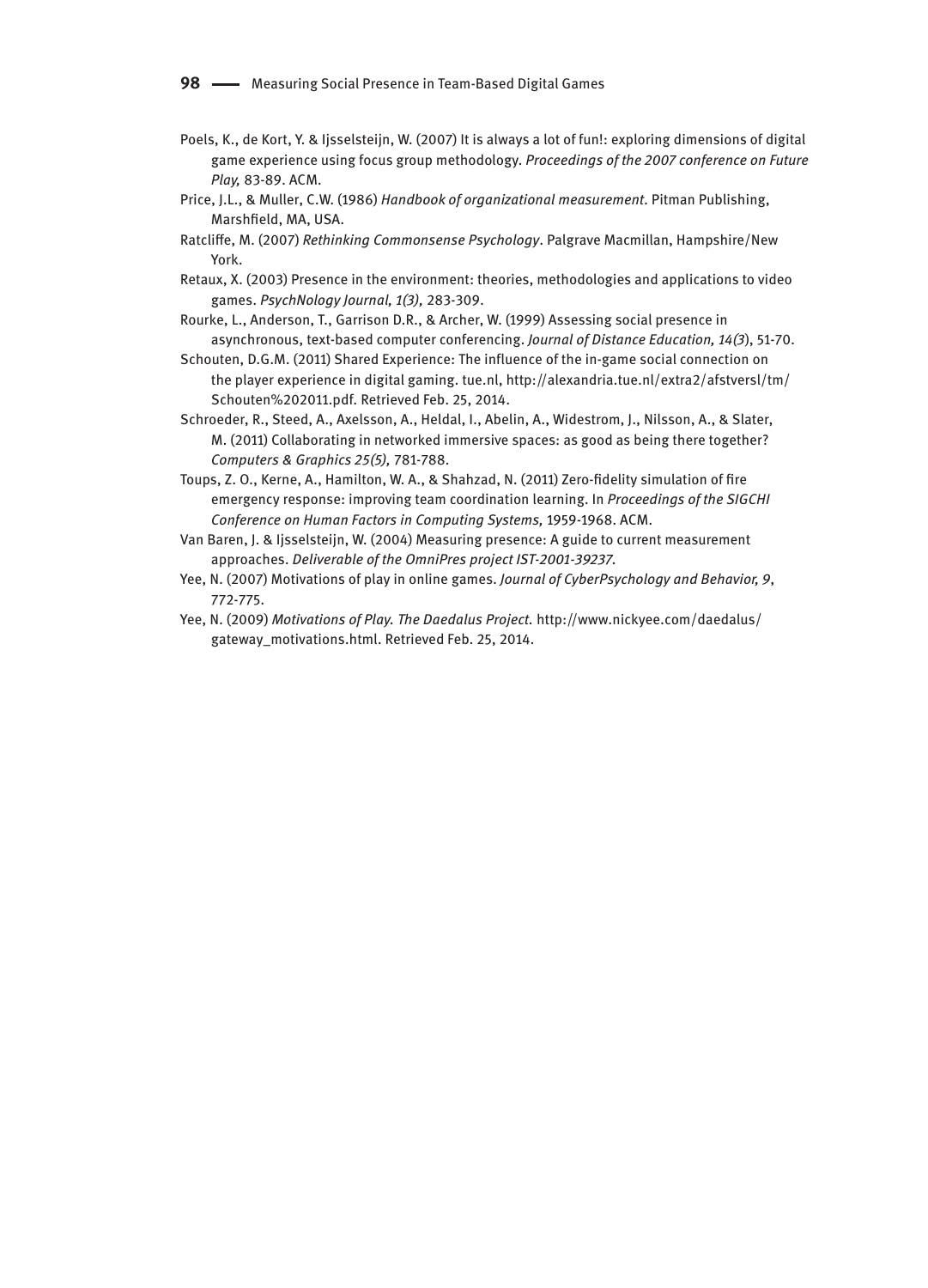Poels, K., de Kort, Y. & Ijsselsteijn, W. (2007) It is always a lot of fun!: exploring dimensions of digital game experience using focus group methodology. *Proceedings of the 2007 conference on Future Play,* 83-89. ACM.

Price, J.L., & Muller, C.W. (1986) *Handbook of organizational measurement*. Pitman Publishing, Marshfield, MA, USA.

Ratcliffe, M. (2007) *Rethinking Commonsense Psychology*. Palgrave Macmillan, Hampshire/New York.

Retaux, X. (2003) Presence in the environment: theories, methodologies and applications to video games. *PsychNology Journal, 1(3),* 283-309.

Rourke, L., Anderson, T., Garrison D.R., & Archer, W. (1999) Assessing social presence in asynchronous, text-based computer conferencing. *Journal of Distance Education, 14(3*), 51-70.

Schouten, D.G.M. (2011) Shared Experience: The influence of the in-game social connection on the player experience in digital gaming. tue.nl, http://alexandria.tue.nl/extra2/afstversl/tm/Schouten%202011.pdf. Retrieved Feb. 25, 2014.

Schroeder, R., Steed, A., Axelsson, A., Heldal, I., Abelin, A., Widestrom, J., Nilsson, A., & Slater, M. (2011) Collaborating in networked immersive spaces: as good as being there together? *Computers & Graphics 25(5),* 781-788.

Toups, Z. O., Kerne, A., Hamilton, W. A., & Shahzad, N. (2011) Zero-fidelity simulation of fire emergency response: improving team coordination learning. In *Proceedings of the SIGCHI Conference on Human Factors in Computing Systems,* 1959-1968. ACM.

Van Baren, J. & Ijsselsteijn, W. (2004) Measuring presence: A guide to current measurement approaches. *Deliverable of the OmniPres project IST-2001-39237.*

Yee, N. (2007) Motivations of play in online games. *Journal of CyberPsychology and Behavior, 9*, 772-775.

Yee, N. (2009) *Motivations of Play. The Daedalus Project.* http://www.nickyee.com/daedalus/gateway_motivations.html. Retrieved Feb. 25, 2014.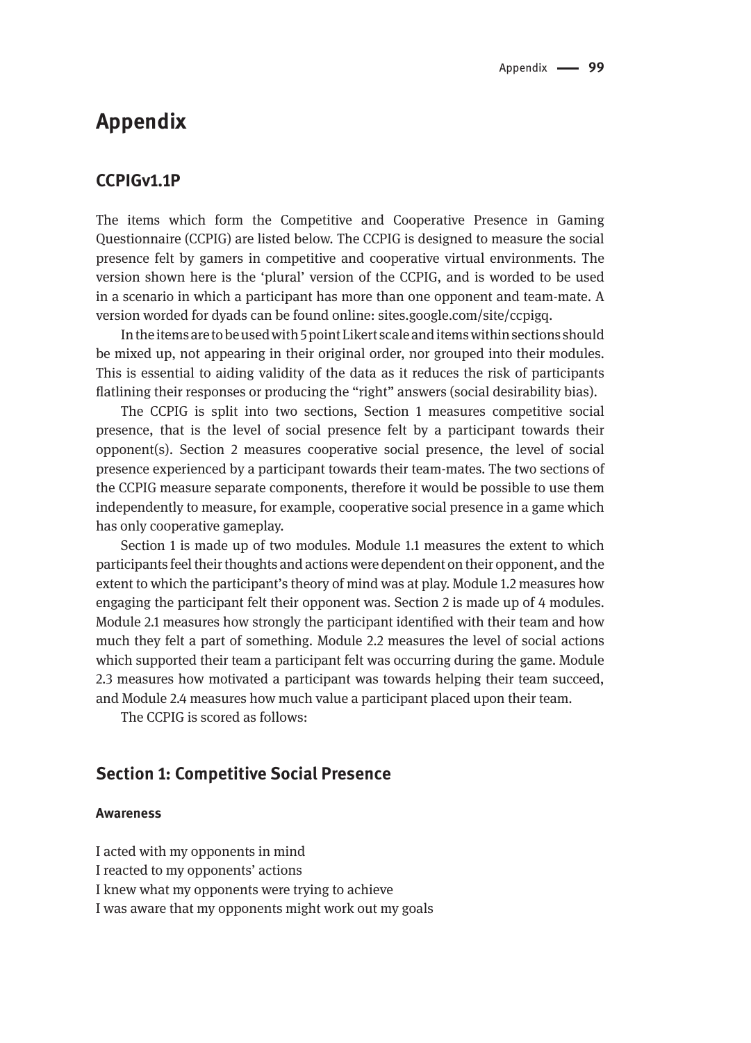# Appendix

## CCPIGv1.1P

The items which form the Competitive and Cooperative Presence in Gaming Questionnaire (CCPIG) are listed below. The CCPIG is designed to measure the social presence felt by gamers in competitive and cooperative virtual environments. The version shown here is the 'plural' version of the CCPIG, and is worded to be used in a scenario in which a participant has more than one opponent and team-mate. A version worded for dyads can be found online: sites.google.com/site/ccpigq.

In the items are to be used with 5 point Likert scale and items within sections should be mixed up, not appearing in their original order, nor grouped into their modules. This is essential to aiding validity of the data as it reduces the risk of participants flatlining their responses or producing the "right" answers (social desirability bias).

The CCPIG is split into two sections, Section 1 measures competitive social presence, that is the level of social presence felt by a participant towards their opponent(s). Section 2 measures cooperative social presence, the level of social presence experienced by a participant towards their team-mates. The two sections of the CCPIG measure separate components, therefore it would be possible to use them independently to measure, for example, cooperative social presence in a game which has only cooperative gameplay.

Section 1 is made up of two modules. Module 1.1 measures the extent to which participants feel their thoughts and actions were dependent on their opponent, and the extent to which the participant's theory of mind was at play. Module 1.2 measures how engaging the participant felt their opponent was. Section 2 is made up of 4 modules. Module 2.1 measures how strongly the participant identified with their team and how much they felt a part of something. Module 2.2 measures the level of social actions which supported their team a participant felt was occurring during the game. Module 2.3 measures how motivated a participant was towards helping their team succeed, and Module 2.4 measures how much value a participant placed upon their team.

The CCPIG is scored as follows:

## Section 1: Competitive Social Presence

#### Awareness

I acted with my opponents in mind
I reacted to my opponents' actions
I knew what my opponents were trying to achieve
I was aware that my opponents might work out my goals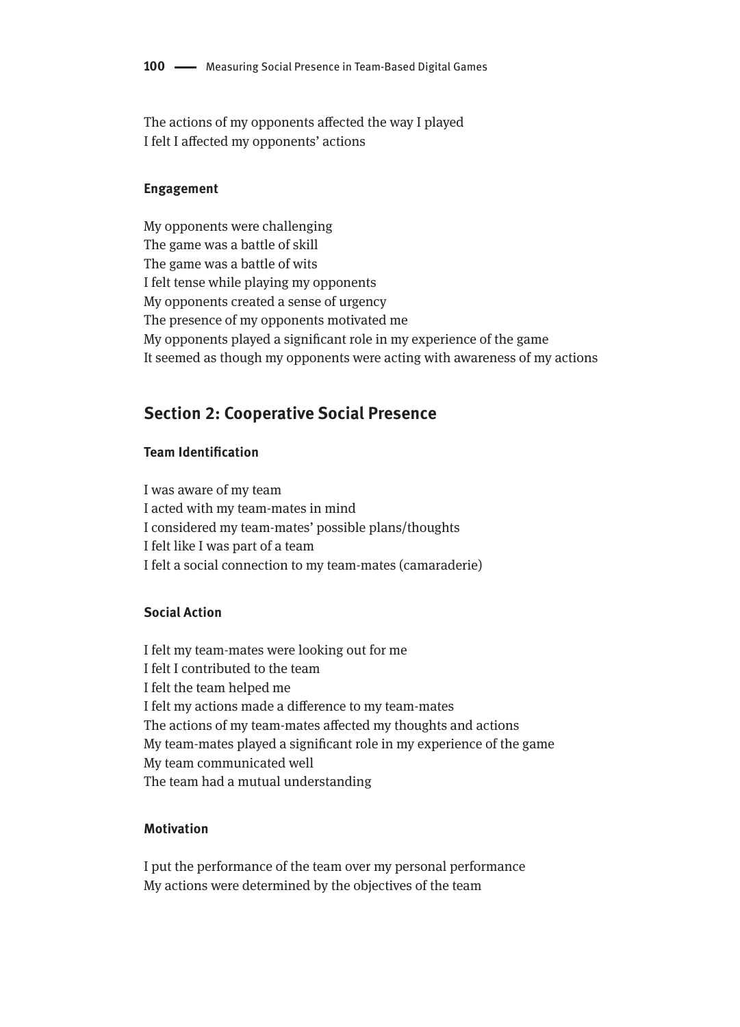The actions of my opponents affected the way I played
I felt I affected my opponents' actions

### Engagement

My opponents were challenging
The game was a battle of skill
The game was a battle of wits
I felt tense while playing my opponents
My opponents created a sense of urgency
The presence of my opponents motivated me
My opponents played a significant role in my experience of the game
It seemed as though my opponents were acting with awareness of my actions

## Section 2: Cooperative Social Presence

### Team Identification

I was aware of my team
I acted with my team-mates in mind
I considered my team-mates' possible plans/thoughts
I felt like I was part of a team
I felt a social connection to my team-mates (camaraderie)

### Social Action

I felt my team-mates were looking out for me
I felt I contributed to the team
I felt the team helped me
I felt my actions made a difference to my team-mates
The actions of my team-mates affected my thoughts and actions
My team-mates played a significant role in my experience of the game
My team communicated well
The team had a mutual understanding

### Motivation

I put the performance of the team over my personal performance
My actions were determined by the objectives of the team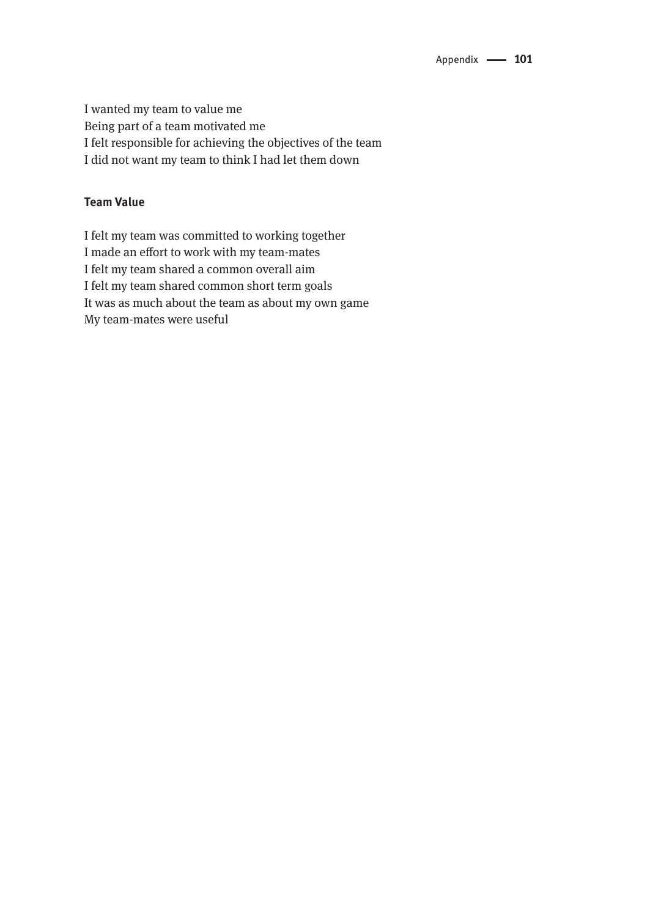I wanted my team to value me
Being part of a team motivated me
I felt responsible for achieving the objectives of the team
I did not want my team to think I had let them down

**Team Value**

I felt my team was committed to working together
I made an effort to work with my team-mates
I felt my team shared a common overall aim
I felt my team shared common short term goals
It was as much about the team as about my own game
My team-mates were useful